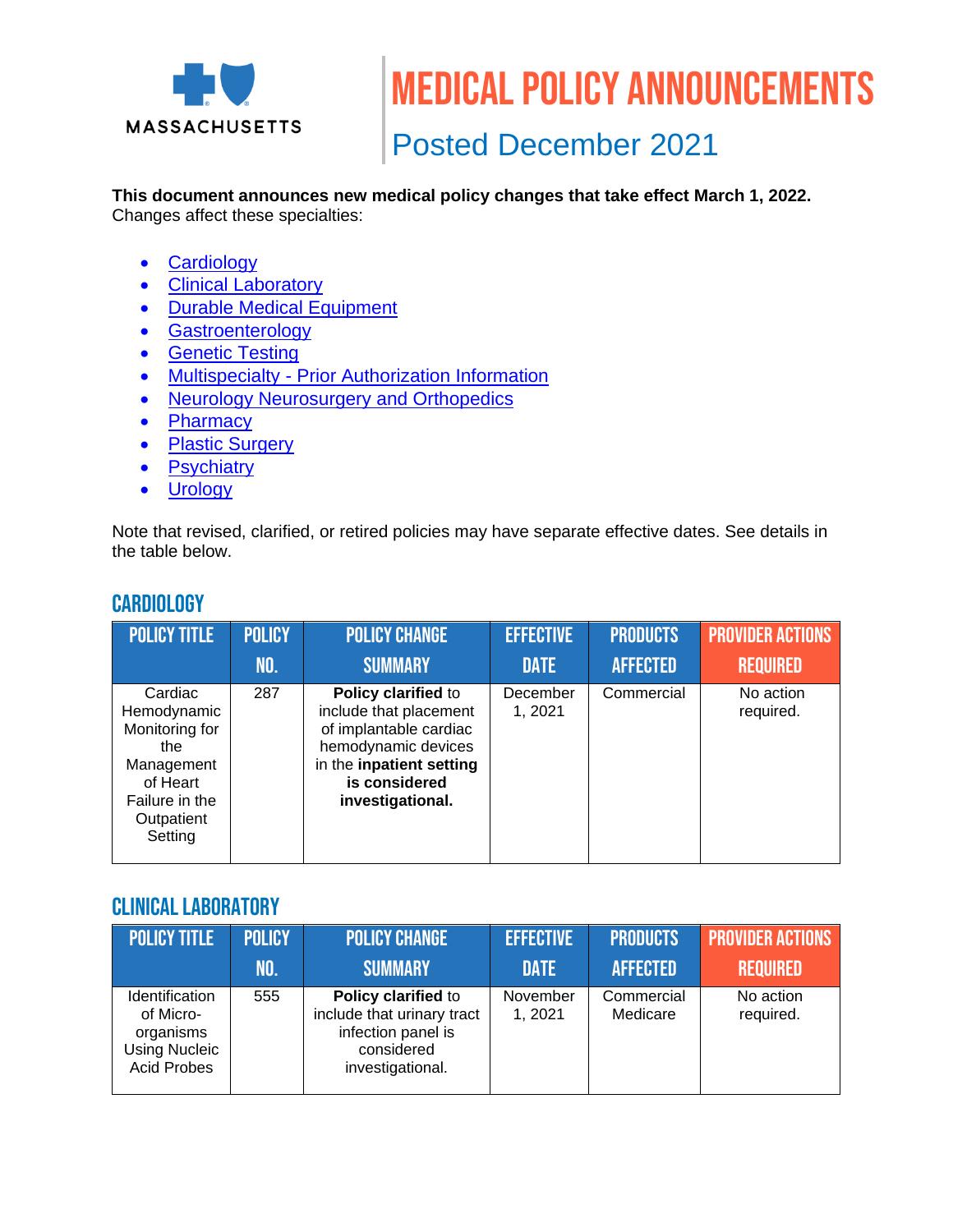MASSACHUSETTS

# MEDICAL POLICY ANNOUNCEMENTS

## Posted December 2021

**This document announces new medical policy changes that take effect March 1, 2022.**
Changes affect these specialties:

- Cardiology
- Clinical Laboratory
- Durable Medical Equipment
- Gastroenterology
- Genetic Testing
- Multispecialty - Prior Authorization Information
- Neurology Neurosurgery and Orthopedics
- Pharmacy
- Plastic Surgery
- Psychiatry
- Urology

Note that revised, clarified, or retired policies may have separate effective dates. See details in the table below.

## CARDIOLOGY

| POLICY TITLE | POLICY NO. | POLICY CHANGE SUMMARY | EFFECTIVE DATE | PRODUCTS AFFECTED | PROVIDER ACTIONS REQUIRED |
|---|---|---|---|---|---|
| Cardiac Hemodynamic Monitoring for the Management of Heart Failure in the Outpatient Setting | 287 | **Policy clarified** to include that placement of implantable cardiac hemodynamic devices in the **inpatient setting is considered investigational.** | December 1, 2021 | Commercial | No action required. |

## CLINICAL LABORATORY

| POLICY TITLE | POLICY NO. | POLICY CHANGE SUMMARY | EFFECTIVE DATE | PRODUCTS AFFECTED | PROVIDER ACTIONS REQUIRED |
|---|---|---|---|---|---|
| Identification of Micro-organisms Using Nucleic Acid Probes | 555 | **Policy clarified** to include that urinary tract infection panel is considered investigational. | November 1, 2021 | Commercial Medicare | No action required. |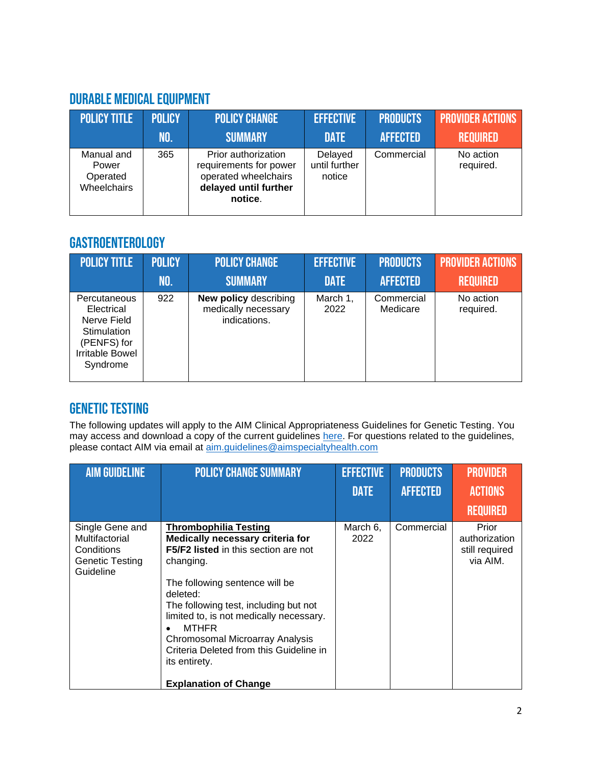## DURABLE MEDICAL EQUIPMENT

| POLICY TITLE | POLICY NO. | POLICY CHANGE SUMMARY | EFFECTIVE DATE | PRODUCTS AFFECTED | PROVIDER ACTIONS REQUIRED |
|---|---|---|---|---|---|
| Manual and Power Operated Wheelchairs | 365 | Prior authorization requirements for power operated wheelchairs **delayed until further notice**. | Delayed until further notice | Commercial | No action required. |

## GASTROENTEROLOGY

| POLICY TITLE | POLICY NO. | POLICY CHANGE SUMMARY | EFFECTIVE DATE | PRODUCTS AFFECTED | PROVIDER ACTIONS REQUIRED |
|---|---|---|---|---|---|
| Percutaneous Electrical Nerve Field Stimulation (PENFS) for Irritable Bowel Syndrome | 922 | **New policy** describing medically necessary indications. | March 1, 2022 | Commercial Medicare | No action required. |

## GENETIC TESTING

The following updates will apply to the AIM Clinical Appropriateness Guidelines for Genetic Testing. You may access and download a copy of the current guidelines [here](). For questions related to the guidelines, please contact AIM via email at aim.guidelines@aimspecialtyhealth.com

| AIM GUIDELINE | POLICY CHANGE SUMMARY | EFFECTIVE DATE | PRODUCTS AFFECTED | PROVIDER ACTIONS REQUIRED |
|---|---|---|---|---|
| Single Gene and Multifactorial Conditions Genetic Testing Guideline | **Thrombophilia Testing**<br>**Medically necessary criteria for F5/F2 listed** in this section are not changing.<br><br>The following sentence will be deleted:<br>The following test, including but not limited to, is not medically necessary.<br>• MTHFR<br>Chromosomal Microarray Analysis Criteria Deleted from this Guideline in its entirety.<br><br>**Explanation of Change** | March 6, 2022 | Commercial | Prior authorization still required via AIM. |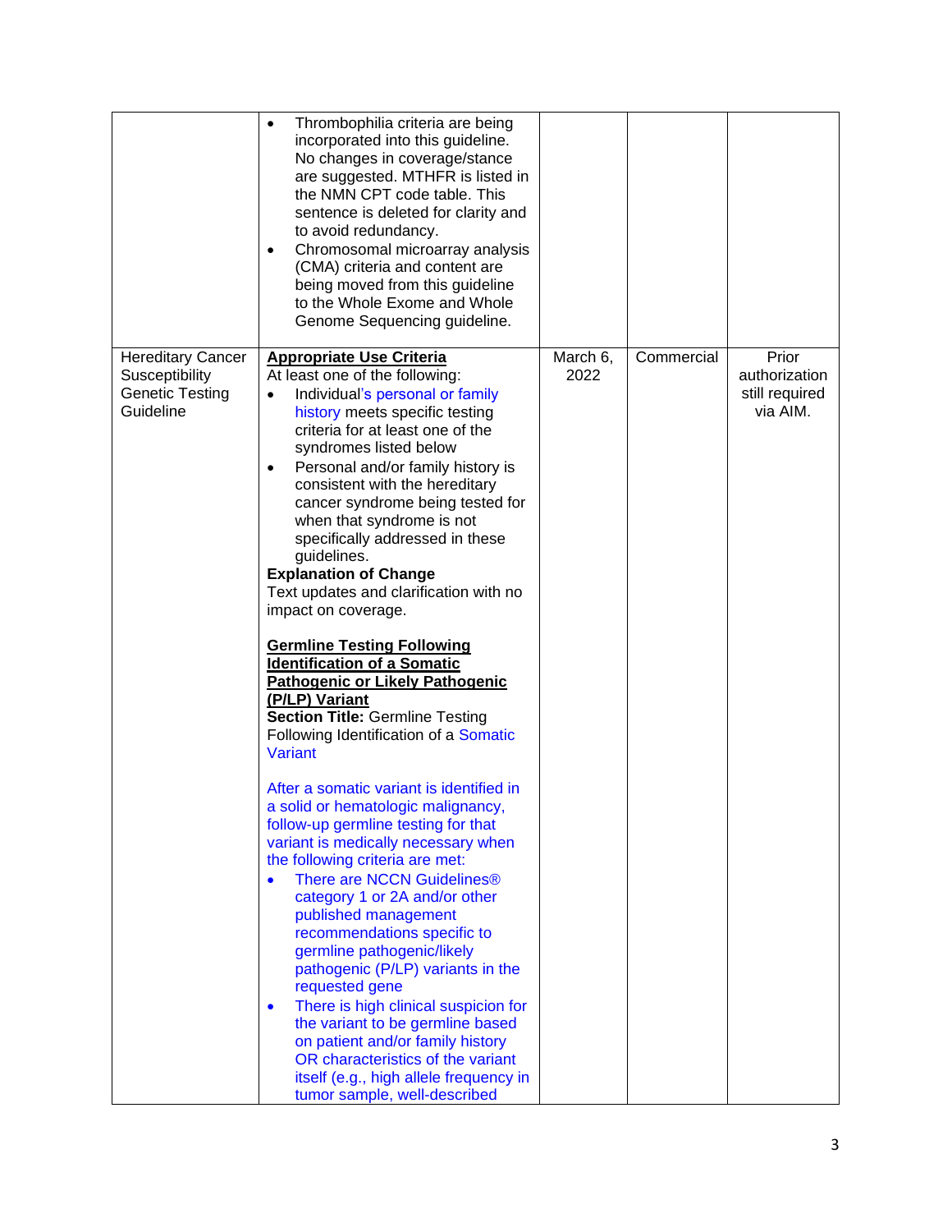| | | | | |
|---|---|---|---|---|
| | • Thrombophilia criteria are being incorporated into this guideline. No changes in coverage/stance are suggested. MTHFR is listed in the NMN CPT code table. This sentence is deleted for clarity and to avoid redundancy.<br>• Chromosomal microarray analysis (CMA) criteria and content are being moved from this guideline to the Whole Exome and Whole Genome Sequencing guideline. | | | |
| Hereditary Cancer Susceptibility Genetic Testing Guideline | **Appropriate Use Criteria**<br>At least one of the following:<br>• Individual's personal or family history meets specific testing criteria for at least one of the syndromes listed below<br>• Personal and/or family history is consistent with the hereditary cancer syndrome being tested for when that syndrome is not specifically addressed in these guidelines.<br>**Explanation of Change**<br>Text updates and clarification with no impact on coverage.<br><br>**Germline Testing Following Identification of a Somatic Pathogenic or Likely Pathogenic (P/LP) Variant**<br>**Section Title:** Germline Testing Following Identification of a Somatic Variant<br><br>After a somatic variant is identified in a solid or hematologic malignancy, follow-up germline testing for that variant is medically necessary when the following criteria are met:<br>• There are NCCN Guidelines® category 1 or 2A and/or other published management recommendations specific to germline pathogenic/likely pathogenic (P/LP) variants in the requested gene<br>• There is high clinical suspicion for the variant to be germline based on patient and/or family history OR characteristics of the variant itself (e.g., high allele frequency in tumor sample, well-described | March 6, 2022 | Commercial | Prior authorization still required via AIM. |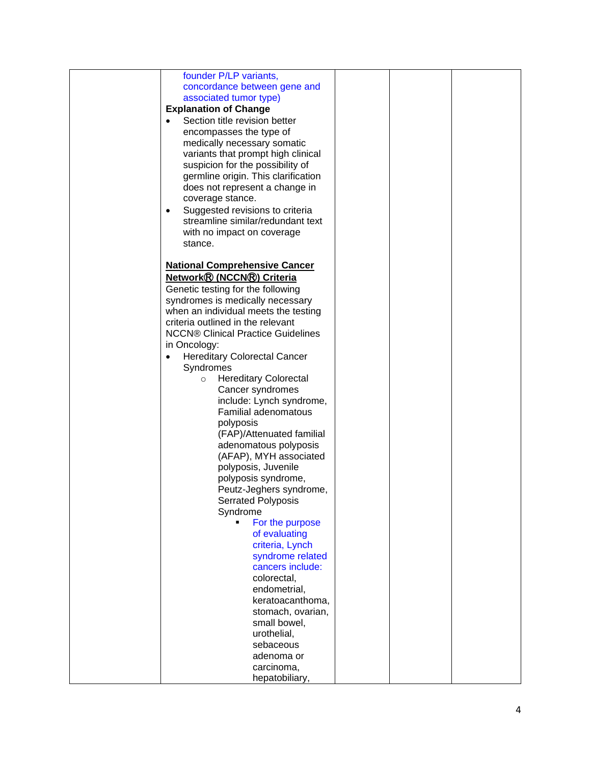| | | | | |
|---|---|---|---|---|
| | founder P/LP variants, concordance between gene and associated tumor type)<br>**Explanation of Change**<br>• Section title revision better encompasses the type of medically necessary somatic variants that prompt high clinical suspicion for the possibility of germline origin. This clarification does not represent a change in coverage stance.<br>• Suggested revisions to criteria streamline similar/redundant text with no impact on coverage stance.<br><br>**<u>National Comprehensive Cancer Network® (NCCN®) Criteria</u>**<br>Genetic testing for the following syndromes is medically necessary when an individual meets the testing criteria outlined in the relevant NCCN® Clinical Practice Guidelines in Oncology:<br>• Hereditary Colorectal Cancer Syndromes<br>&nbsp;&nbsp;&nbsp;&nbsp;○ Hereditary Colorectal Cancer syndromes include: Lynch syndrome, Familial adenomatous polyposis (FAP)/Attenuated familial adenomatous polyposis (AFAP), MYH associated polyposis, Juvenile polyposis syndrome, Peutz-Jeghers syndrome, Serrated Polyposis Syndrome<br>&nbsp;&nbsp;&nbsp;&nbsp;&nbsp;&nbsp;&nbsp;&nbsp;▪ For the purpose of evaluating criteria, Lynch syndrome related cancers include: colorectal, endometrial, keratoacanthoma, stomach, ovarian, small bowel, urothelial, sebaceous adenoma or carcinoma, hepatobiliary, | | | |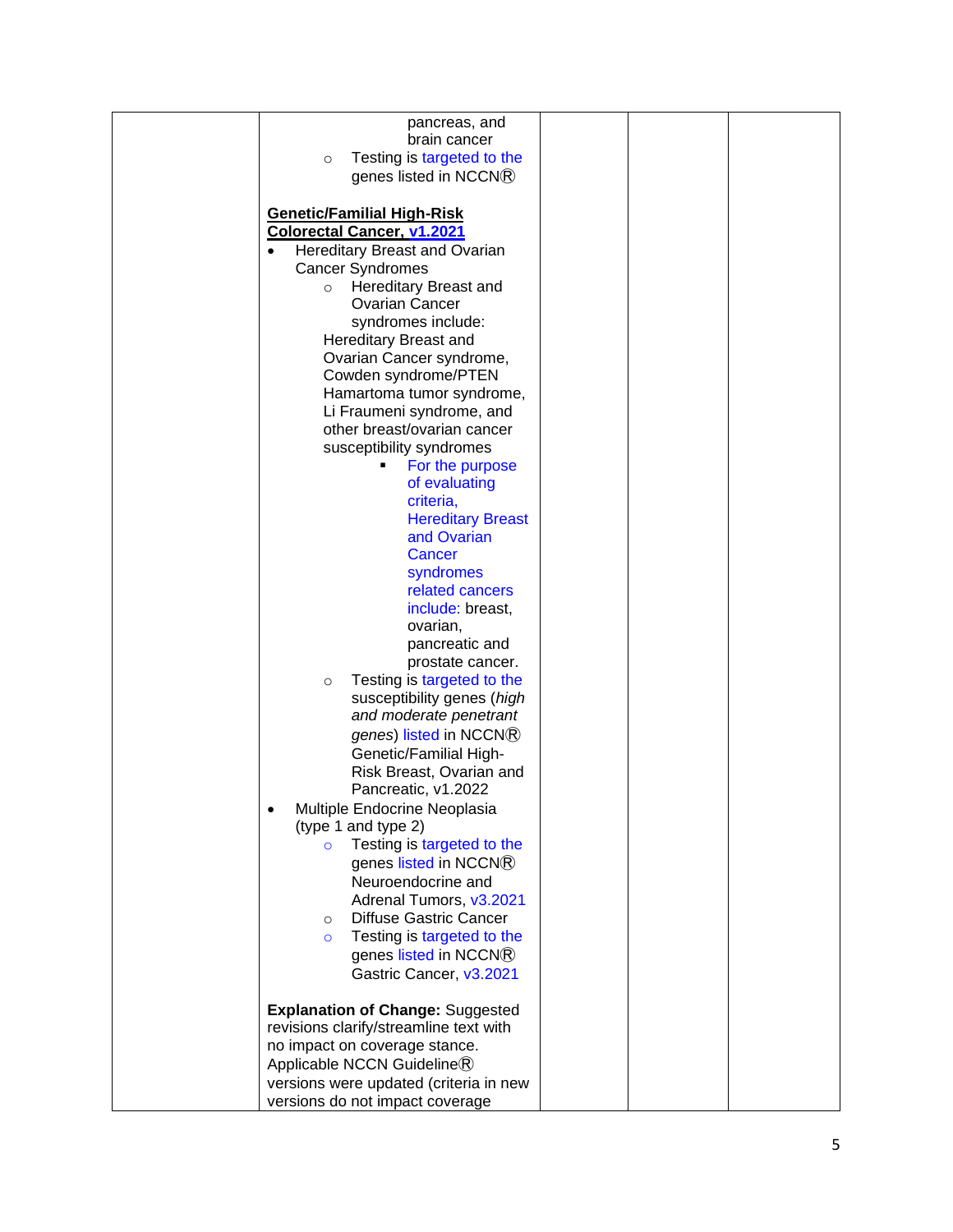| | | | | |
|---|---|---|---|---|
| | pancreas, and brain cancer<br>◦ Testing is targeted to the genes listed in NCCN®<br><br>**Genetic/Familial High-Risk Colorectal Cancer, v1.2021**<br>• Hereditary Breast and Ovarian Cancer Syndromes<br>◦ Hereditary Breast and Ovarian Cancer syndromes include: Hereditary Breast and Ovarian Cancer syndrome, Cowden syndrome/PTEN Hamartoma tumor syndrome, Li Fraumeni syndrome, and other breast/ovarian cancer susceptibility syndromes<br>▪ For the purpose of evaluating criteria, Hereditary Breast and Ovarian Cancer syndromes related cancers include: breast, ovarian, pancreatic and prostate cancer.<br>◦ Testing is targeted to the susceptibility genes (*high and moderate penetrant genes*) listed in NCCN® Genetic/Familial High-Risk Breast, Ovarian and Pancreatic, v1.2022<br>• Multiple Endocrine Neoplasia (type 1 and type 2)<br>◦ Testing is targeted to the genes listed in NCCN® Neuroendocrine and Adrenal Tumors, v3.2021<br>◦ Diffuse Gastric Cancer<br>◦ Testing is targeted to the genes listed in NCCN® Gastric Cancer, v3.2021<br><br>**Explanation of Change:** Suggested revisions clarify/streamline text with no impact on coverage stance. Applicable NCCN Guideline® versions were updated (criteria in new versions do not impact coverage | | | |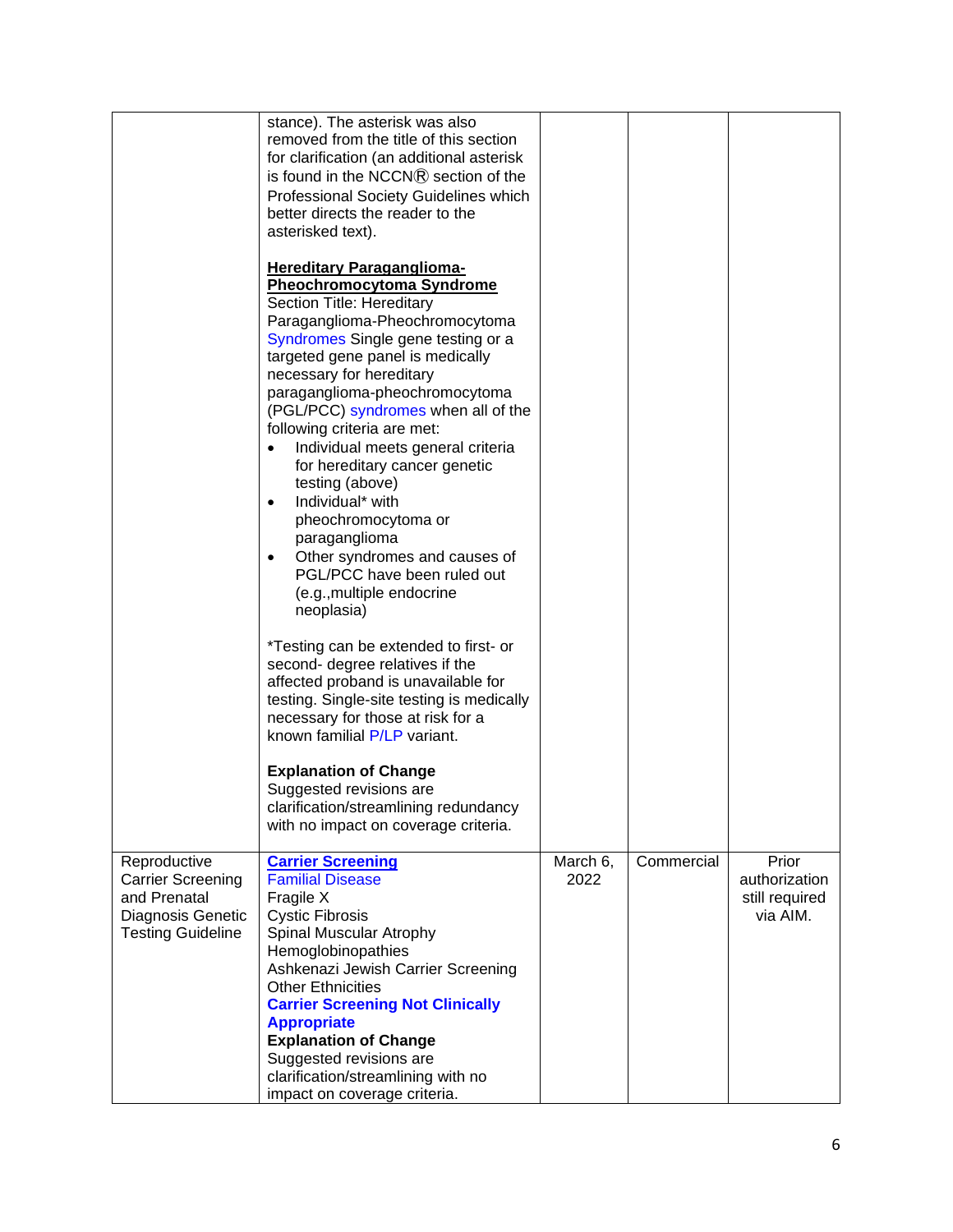| | | | | |
|---|---|---|---|---|
| | stance). The asterisk was also removed from the title of this section for clarification (an additional asterisk is found in the NCCN® section of the Professional Society Guidelines which better directs the reader to the asterisked text).<br><br>**Hereditary Paraganglioma-Pheochromocytoma Syndrome**<br>Section Title: Hereditary Paraganglioma-Pheochromocytoma Syndromes Single gene testing or a targeted gene panel is medically necessary for hereditary paraganglioma-pheochromocytoma (PGL/PCC) syndromes when all of the following criteria are met:<br>• Individual meets general criteria for hereditary cancer genetic testing (above)<br>• Individual* with pheochromocytoma or paraganglioma<br>• Other syndromes and causes of PGL/PCC have been ruled out (e.g.,multiple endocrine neoplasia)<br><br>*Testing can be extended to first- or second- degree relatives if the affected proband is unavailable for testing. Single-site testing is medically necessary for those at risk for a known familial P/LP variant.<br><br>**Explanation of Change**<br>Suggested revisions are clarification/streamlining redundancy with no impact on coverage criteria. | | | |
| Reproductive Carrier Screening and Prenatal Diagnosis Genetic Testing Guideline | **Carrier Screening**<br>Familial Disease<br>Fragile X<br>Cystic Fibrosis<br>Spinal Muscular Atrophy<br>Hemoglobinopathies<br>Ashkenazi Jewish Carrier Screening<br>Other Ethnicities<br>**Carrier Screening Not Clinically Appropriate**<br>**Explanation of Change**<br>Suggested revisions are clarification/streamlining with no impact on coverage criteria. | March 6, 2022 | Commercial | Prior authorization still required via AIM. |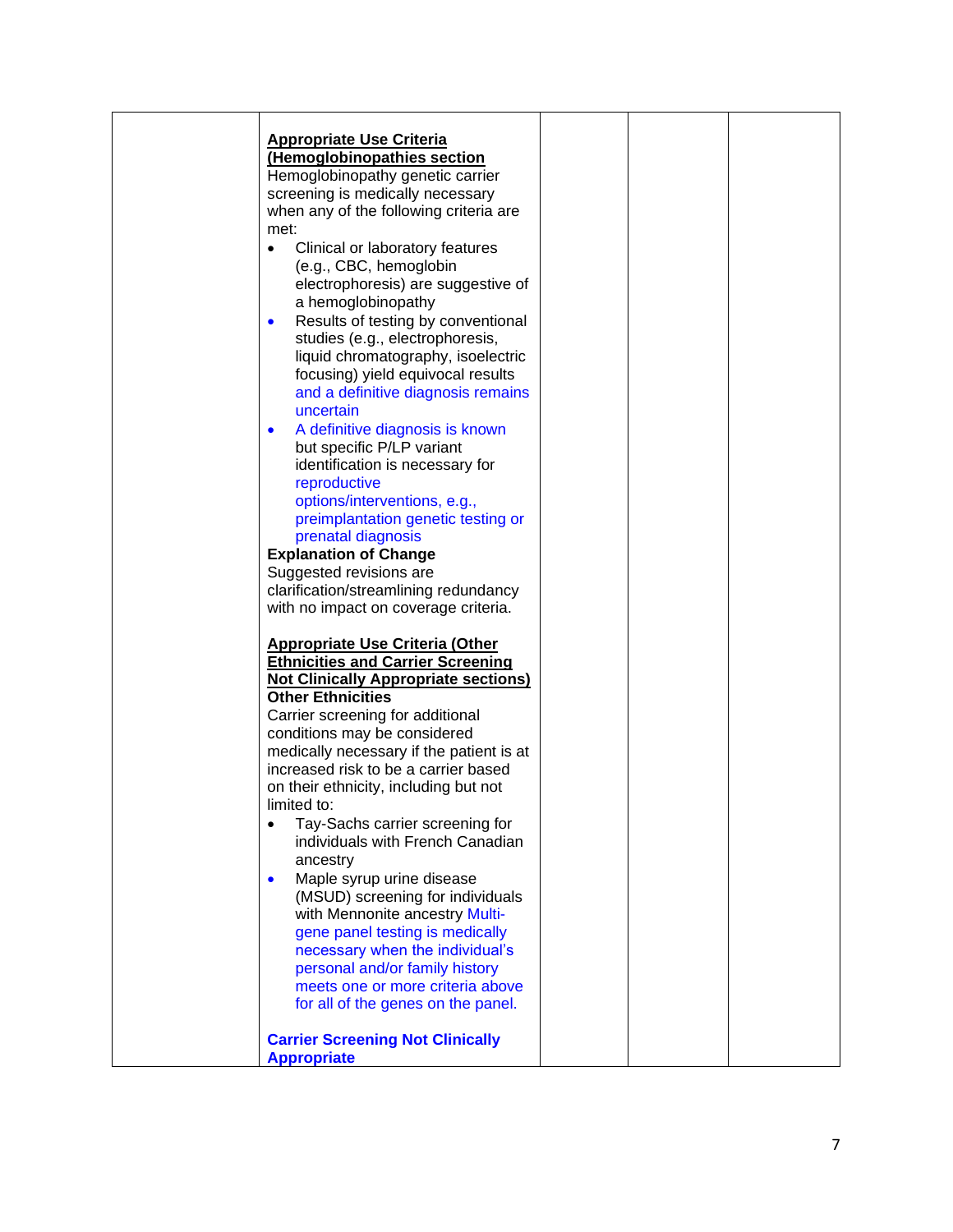| | | | | |
|---|---|---|---|---|
| | **Appropriate Use Criteria (Hemoglobinopathies section**<br>Hemoglobinopathy genetic carrier screening is medically necessary when any of the following criteria are met:<br>• Clinical or laboratory features (e.g., CBC, hemoglobin electrophoresis) are suggestive of a hemoglobinopathy<br>• Results of testing by conventional studies (e.g., electrophoresis, liquid chromatography, isoelectric focusing) yield equivocal results and a definitive diagnosis remains uncertain<br>• A definitive diagnosis is known but specific P/LP variant identification is necessary for reproductive options/interventions, e.g., preimplantation genetic testing or prenatal diagnosis<br>**Explanation of Change**<br>Suggested revisions are clarification/streamlining redundancy with no impact on coverage criteria.<br><br>**Appropriate Use Criteria (Other Ethnicities and Carrier Screening Not Clinically Appropriate sections)**<br>**Other Ethnicities**<br>Carrier screening for additional conditions may be considered medically necessary if the patient is at increased risk to be a carrier based on their ethnicity, including but not limited to:<br>• Tay-Sachs carrier screening for individuals with French Canadian ancestry<br>• Maple syrup urine disease (MSUD) screening for individuals with Mennonite ancestry Multi-gene panel testing is medically necessary when the individual's personal and/or family history meets one or more criteria above for all of the genes on the panel.<br><br>**Carrier Screening Not Clinically Appropriate** | | | |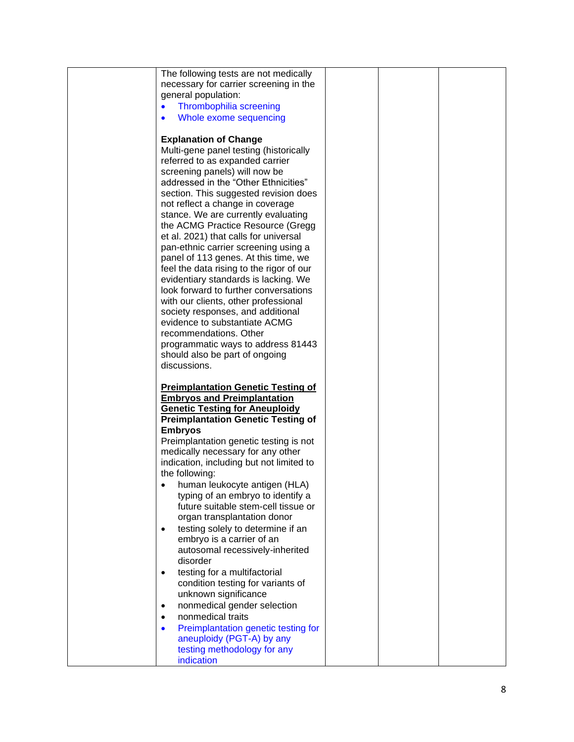| | | | | |
|---|---|---|---|---|
| | The following tests are not medically necessary for carrier screening in the general population:<br>• Thrombophilia screening<br>• Whole exome sequencing<br><br>**Explanation of Change**<br>Multi-gene panel testing (historically referred to as expanded carrier screening panels) will now be addressed in the "Other Ethnicities" section. This suggested revision does not reflect a change in coverage stance. We are currently evaluating the ACMG Practice Resource (Gregg et al. 2021) that calls for universal pan-ethnic carrier screening using a panel of 113 genes. At this time, we feel the data rising to the rigor of our evidentiary standards is lacking. We look forward to further conversations with our clients, other professional society responses, and additional evidence to substantiate ACMG recommendations. Other programmatic ways to address 81443 should also be part of ongoing discussions.<br><br>**<u>Preimplantation Genetic Testing of Embryos and Preimplantation Genetic Testing for Aneuploidy</u>**<br>**Preimplantation Genetic Testing of Embryos**<br>Preimplantation genetic testing is not medically necessary for any other indication, including but not limited to the following:<br>• human leukocyte antigen (HLA) typing of an embryo to identify a future suitable stem-cell tissue or organ transplantation donor<br>• testing solely to determine if an embryo is a carrier of an autosomal recessively-inherited disorder<br>• testing for a multifactorial condition testing for variants of unknown significance<br>• nonmedical gender selection<br>• nonmedical traits<br>• Preimplantation genetic testing for aneuploidy (PGT-A) by any testing methodology for any indication | | | |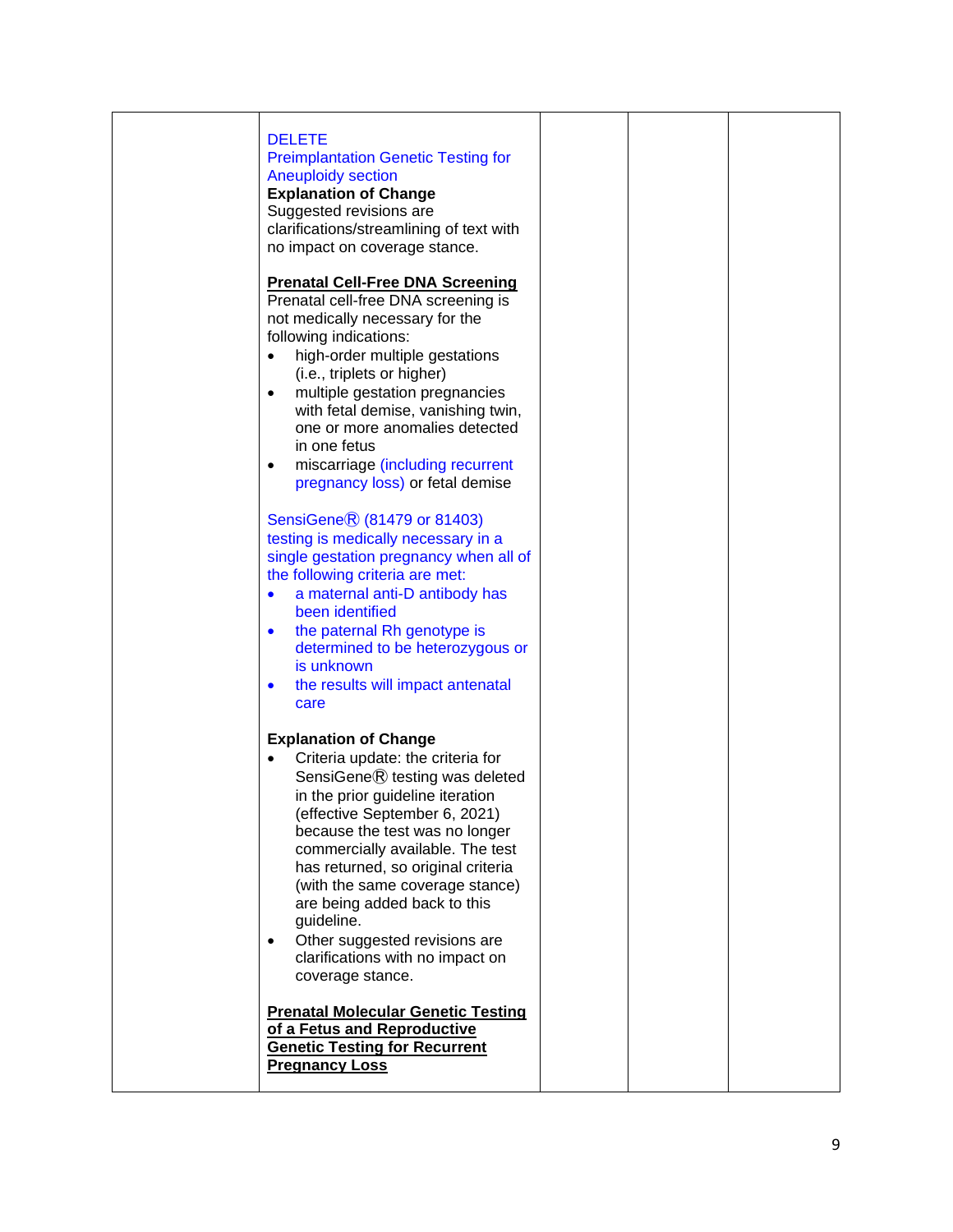| | | | | |
|---|---|---|---|---|
| | DELETE<br>Preimplantation Genetic Testing for Aneuploidy section<br>**Explanation of Change**<br>Suggested revisions are clarifications/streamlining of text with no impact on coverage stance.<br><br>**Prenatal Cell-Free DNA Screening**<br>Prenatal cell-free DNA screening is not medically necessary for the following indications:<br>• high-order multiple gestations (i.e., triplets or higher)<br>• multiple gestation pregnancies with fetal demise, vanishing twin, one or more anomalies detected in one fetus<br>• miscarriage (including recurrent pregnancy loss) or fetal demise<br><br>SensiGene® (81479 or 81403) testing is medically necessary in a single gestation pregnancy when all of the following criteria are met:<br>• a maternal anti-D antibody has been identified<br>• the paternal Rh genotype is determined to be heterozygous or is unknown<br>• the results will impact antenatal care<br><br>**Explanation of Change**<br>• Criteria update: the criteria for SensiGene® testing was deleted in the prior guideline iteration (effective September 6, 2021) because the test was no longer commercially available. The test has returned, so original criteria (with the same coverage stance) are being added back to this guideline.<br>• Other suggested revisions are clarifications with no impact on coverage stance.<br><br>**Prenatal Molecular Genetic Testing of a Fetus and Reproductive Genetic Testing for Recurrent Pregnancy Loss** | | | |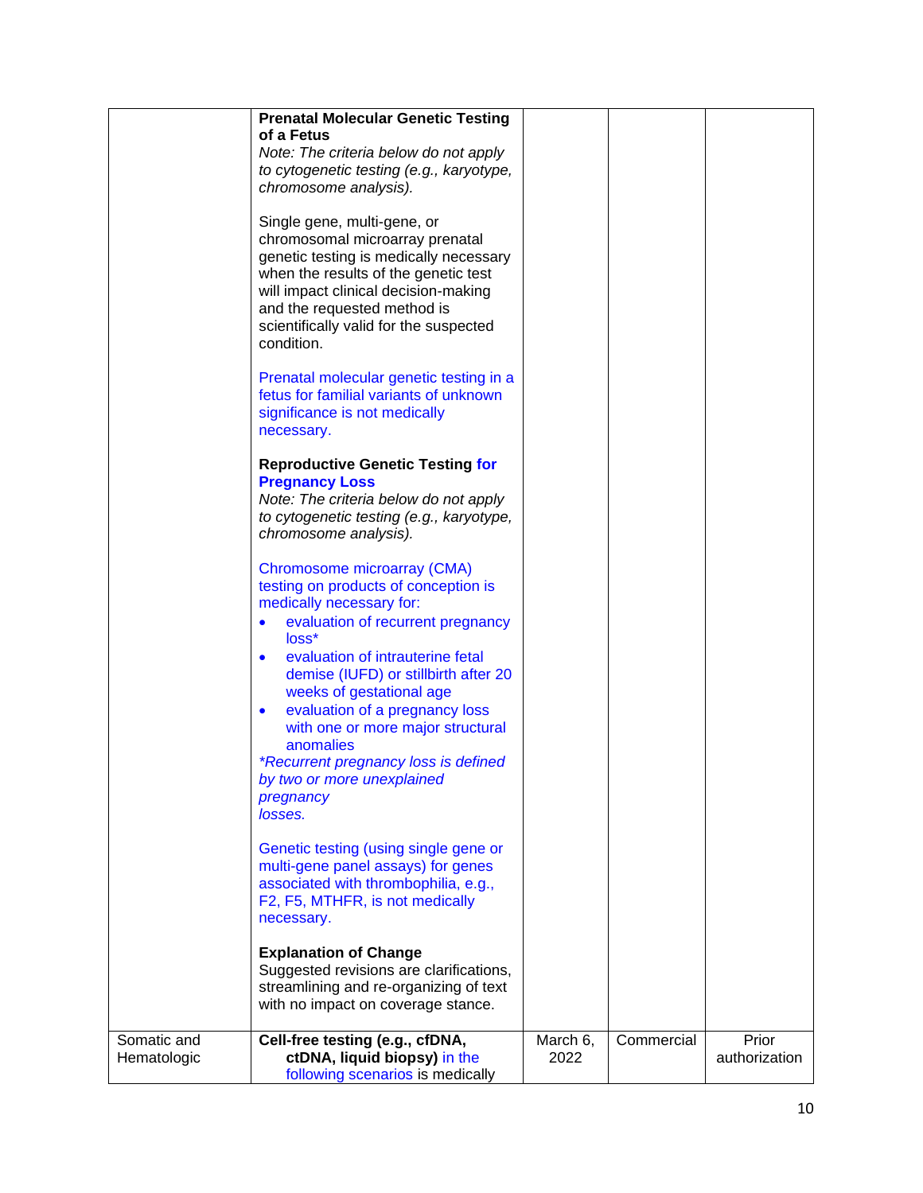| | | | | |
|---|---|---|---|---|
| | **Prenatal Molecular Genetic Testing of a Fetus**<br>*Note: The criteria below do not apply to cytogenetic testing (e.g., karyotype, chromosome analysis).*<br><br>Single gene, multi-gene, or chromosomal microarray prenatal genetic testing is medically necessary when the results of the genetic test will impact clinical decision-making and the requested method is scientifically valid for the suspected condition.<br><br>Prenatal molecular genetic testing in a fetus for familial variants of unknown significance is not medically necessary.<br><br>**Reproductive Genetic Testing for Pregnancy Loss**<br>*Note: The criteria below do not apply to cytogenetic testing (e.g., karyotype, chromosome analysis).*<br><br>Chromosome microarray (CMA) testing on products of conception is medically necessary for:<br>• evaluation of recurrent pregnancy loss*<br>• evaluation of intrauterine fetal demise (IUFD) or stillbirth after 20 weeks of gestational age<br>• evaluation of a pregnancy loss with one or more major structural anomalies<br>*\*Recurrent pregnancy loss is defined by two or more unexplained pregnancy losses.*<br><br>Genetic testing (using single gene or multi-gene panel assays) for genes associated with thrombophilia, e.g., F2, F5, MTHFR, is not medically necessary.<br><br>**Explanation of Change**<br>Suggested revisions are clarifications, streamlining and re-organizing of text with no impact on coverage stance. | | | |
| Somatic and Hematologic | **Cell-free testing (e.g., cfDNA, ctDNA, liquid biopsy)** in the following scenarios is medically | March 6, 2022 | Commercial | Prior authorization |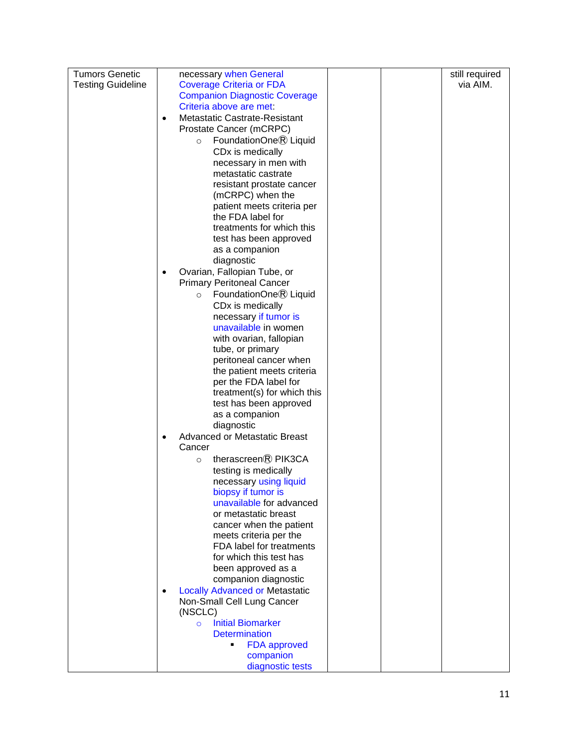| Tumors Genetic Testing Guideline | necessary when General Coverage Criteria or FDA Companion Diagnostic Coverage Criteria above are met:<br>• Metastatic Castrate-Resistant Prostate Cancer (mCRPC)<br>  ○ FoundationOne® Liquid CDx is medically necessary in men with metastatic castrate resistant prostate cancer (mCRPC) when the patient meets criteria per the FDA label for treatments for which this test has been approved as a companion diagnostic<br>• Ovarian, Fallopian Tube, or Primary Peritoneal Cancer<br>  ○ FoundationOne® Liquid CDx is medically necessary if tumor is unavailable in women with ovarian, fallopian tube, or primary peritoneal cancer when the patient meets criteria per the FDA label for treatment(s) for which this test has been approved as a companion diagnostic<br>• Advanced or Metastatic Breast Cancer<br>  ○ therascreen® PIK3CA testing is medically necessary using liquid biopsy if tumor is unavailable for advanced or metastatic breast cancer when the patient meets criteria per the FDA label for treatments for which this test has been approved as a companion diagnostic<br>• Locally Advanced or Metastatic Non-Small Cell Lung Cancer (NSCLC)<br>  ○ Initial Biomarker Determination<br>    ▪ FDA approved companion diagnostic tests | | | still required via AIM. |
|---|---|---|---|---|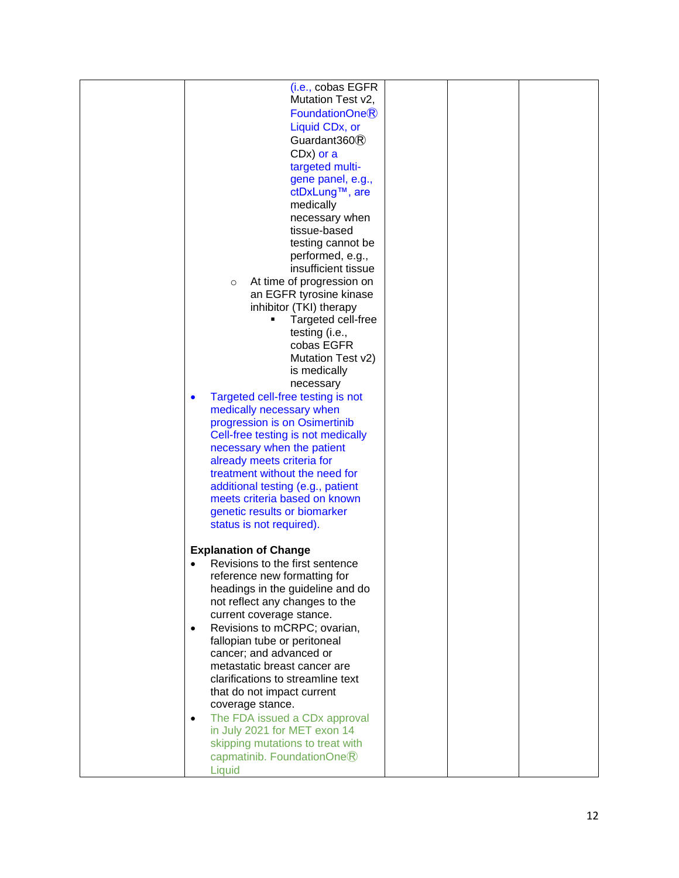| | | | | |
|---|---|---|---|---|
| | (i.e., cobas EGFR Mutation Test v2, FoundationOne® Liquid CDx, or Guardant360® CDx) or a targeted multi-gene panel, e.g., ctDxLung™, are medically necessary when tissue-based testing cannot be performed, e.g., insufficient tissue<br>◦ At time of progression on an EGFR tyrosine kinase inhibitor (TKI) therapy<br>▪ Targeted cell-free testing (i.e., cobas EGFR Mutation Test v2) is medically necessary<br>• Targeted cell-free testing is not medically necessary when progression is on Osimertinib Cell-free testing is not medically necessary when the patient already meets criteria for treatment without the need for additional testing (e.g., patient meets criteria based on known genetic results or biomarker status is not required).<br><br>**Explanation of Change**<br>• Revisions to the first sentence reference new formatting for headings in the guideline and do not reflect any changes to the current coverage stance.<br>• Revisions to mCRPC; ovarian, fallopian tube or peritoneal cancer; and advanced or metastatic breast cancer are clarifications to streamline text that do not impact current coverage stance.<br>• The FDA issued a CDx approval in July 2021 for MET exon 14 skipping mutations to treat with capmatinib. FoundationOne® Liquid | | | |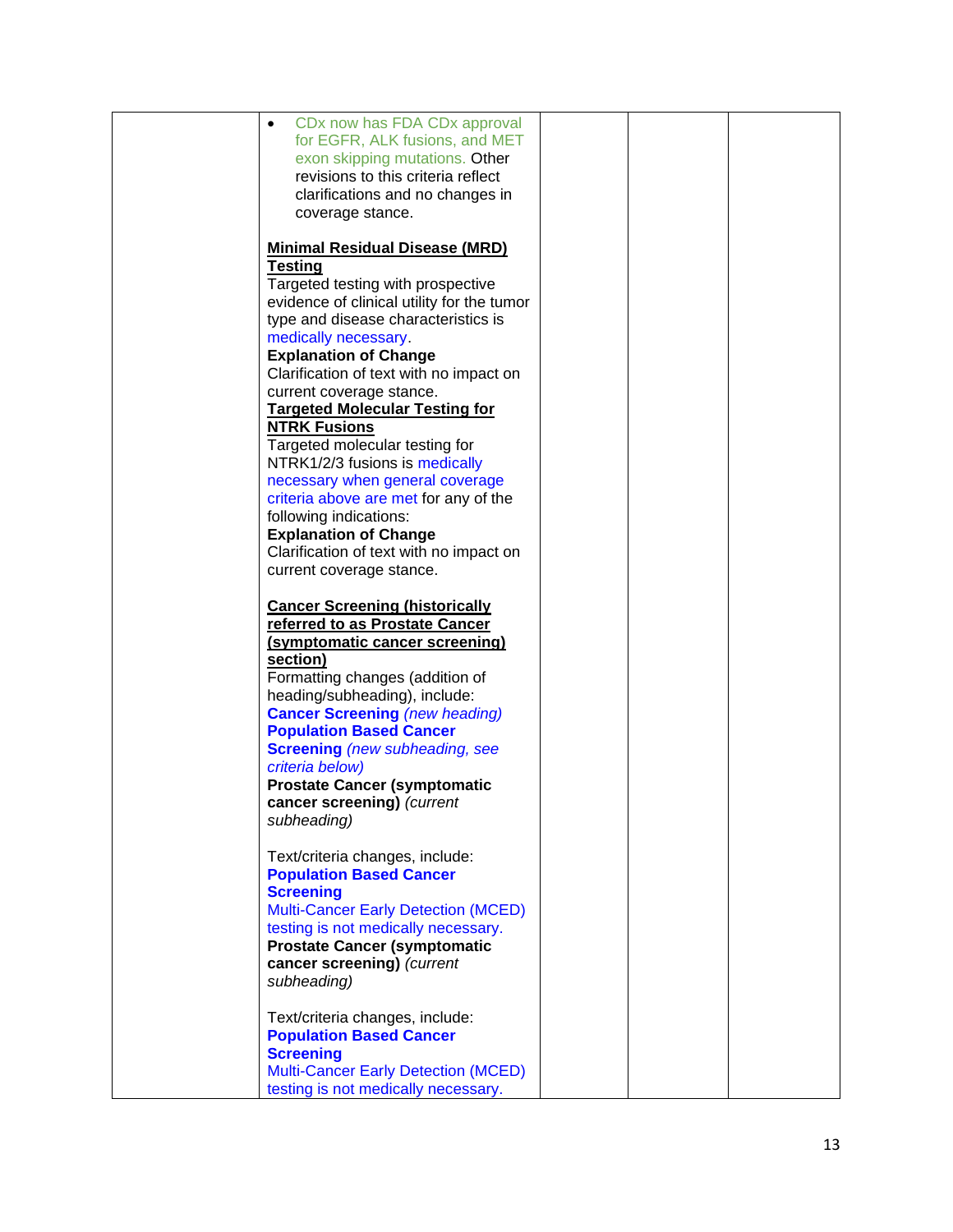|  |  |  |  |  |
|---|---|---|---|---|
|  | • CDx now has FDA CDx approval for EGFR, ALK fusions, and MET exon skipping mutations. Other revisions to this criteria reflect clarifications and no changes in coverage stance.<br><br>**Minimal Residual Disease (MRD) Testing**<br>Targeted testing with prospective evidence of clinical utility for the tumor type and disease characteristics is medically necessary.<br>**Explanation of Change**<br>Clarification of text with no impact on current coverage stance.<br>**Targeted Molecular Testing for NTRK Fusions**<br>Targeted molecular testing for NTRK1/2/3 fusions is medically necessary when general coverage criteria above are met for any of the following indications:<br>**Explanation of Change**<br>Clarification of text with no impact on current coverage stance.<br><br>**Cancer Screening (historically referred to as Prostate Cancer (symptomatic cancer screening) section)**<br>Formatting changes (addition of heading/subheading), include:<br>**Cancer Screening** *(new heading)*<br>**Population Based Cancer Screening** *(new subheading, see criteria below)*<br>**Prostate Cancer (symptomatic cancer screening)** *(current subheading)*<br><br>Text/criteria changes, include:<br>**Population Based Cancer Screening**<br>Multi-Cancer Early Detection (MCED) testing is not medically necessary.<br>**Prostate Cancer (symptomatic cancer screening)** *(current subheading)*<br><br>Text/criteria changes, include:<br>**Population Based Cancer Screening**<br>Multi-Cancer Early Detection (MCED) testing is not medically necessary. |  |  |  |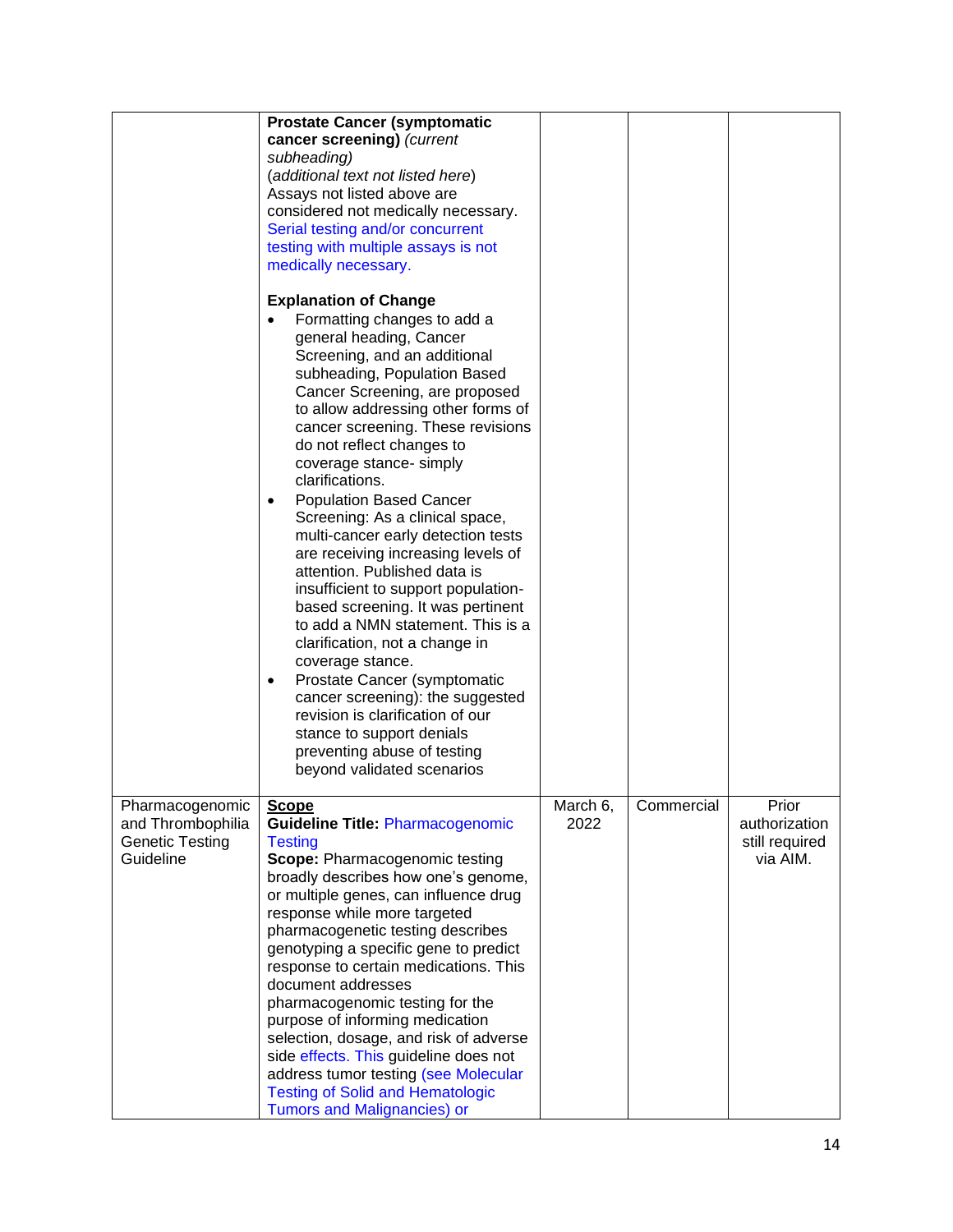| | | | | |
|---|---|---|---|---|
| | **Prostate Cancer (symptomatic cancer screening)** *(current subheading)*<br>(*additional text not listed here*)<br>Assays not listed above are considered not medically necessary. Serial testing and/or concurrent testing with multiple assays is not medically necessary.<br><br>**Explanation of Change**<br>• Formatting changes to add a general heading, Cancer Screening, and an additional subheading, Population Based Cancer Screening, are proposed to allow addressing other forms of cancer screening. These revisions do not reflect changes to coverage stance- simply clarifications.<br>• Population Based Cancer Screening: As a clinical space, multi-cancer early detection tests are receiving increasing levels of attention. Published data is insufficient to support population-based screening. It was pertinent to add a NMN statement. This is a clarification, not a change in coverage stance.<br>• Prostate Cancer (symptomatic cancer screening): the suggested revision is clarification of our stance to support denials preventing abuse of testing beyond validated scenarios | | | |
| Pharmacogenomic and Thrombophilia Genetic Testing Guideline | **Scope**<br>**Guideline Title:** Pharmacogenomic Testing<br>**Scope:** Pharmacogenomic testing broadly describes how one's genome, or multiple genes, can influence drug response while more targeted pharmacogenetic testing describes genotyping a specific gene to predict response to certain medications. This document addresses pharmacogenomic testing for the purpose of informing medication selection, dosage, and risk of adverse side effects. This guideline does not address tumor testing (see Molecular Testing of Solid and Hematologic Tumors and Malignancies) or | March 6, 2022 | Commercial | Prior authorization still required via AIM. |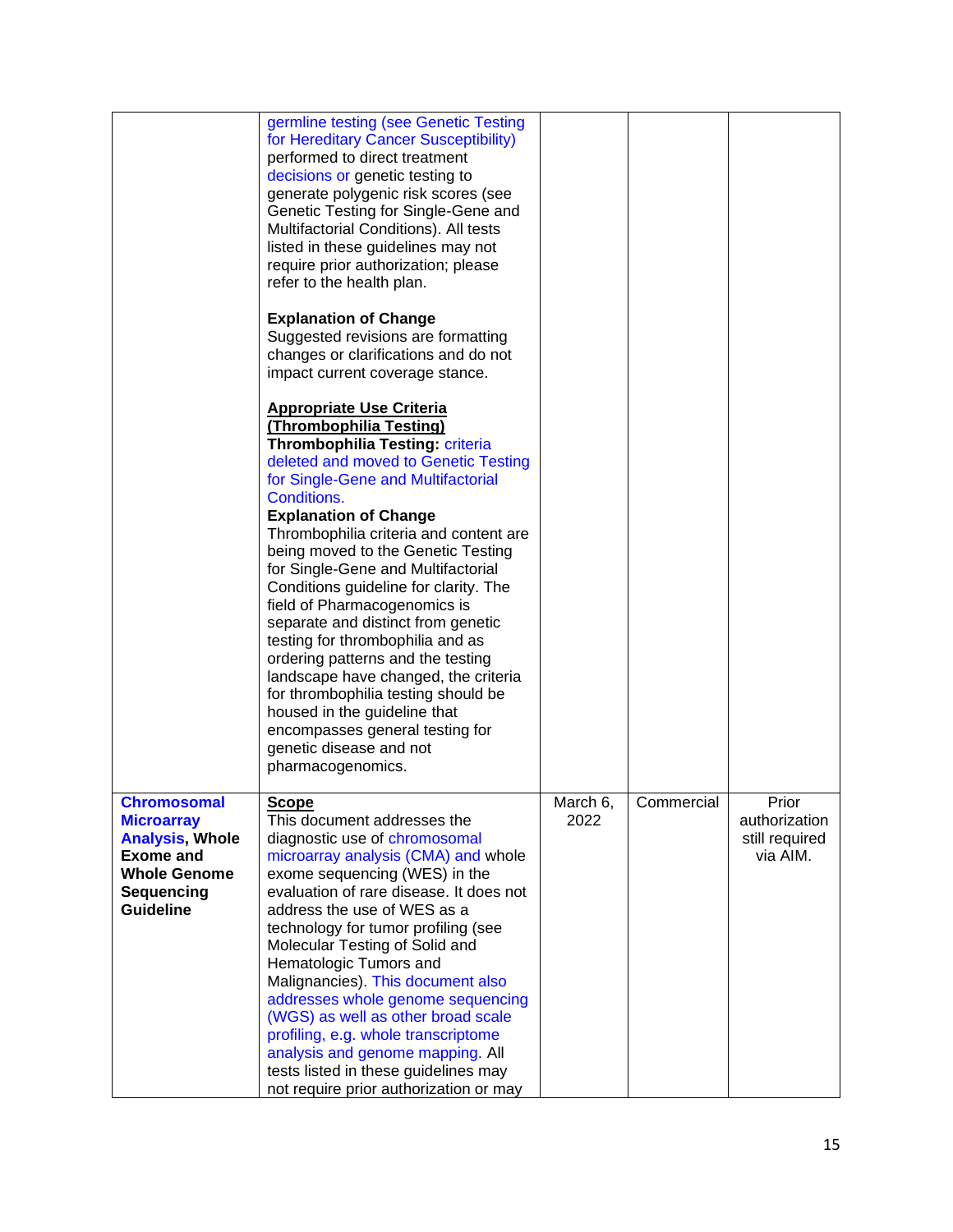| | | | | |
|---|---|---|---|---|
| | germline testing (see Genetic Testing for Hereditary Cancer Susceptibility) performed to direct treatment decisions or genetic testing to generate polygenic risk scores (see Genetic Testing for Single-Gene and Multifactorial Conditions). All tests listed in these guidelines may not require prior authorization; please refer to the health plan.<br><br>**Explanation of Change**<br>Suggested revisions are formatting changes or clarifications and do not impact current coverage stance.<br><br>**Appropriate Use Criteria (Thrombophilia Testing)**<br>**Thrombophilia Testing:** criteria deleted and moved to Genetic Testing for Single-Gene and Multifactorial Conditions.<br>**Explanation of Change**<br>Thrombophilia criteria and content are being moved to the Genetic Testing for Single-Gene and Multifactorial Conditions guideline for clarity. The field of Pharmacogenomics is separate and distinct from genetic testing for thrombophilia and as ordering patterns and the testing landscape have changed, the criteria for thrombophilia testing should be housed in the guideline that encompasses general testing for genetic disease and not pharmacogenomics. | | | |
| **Chromosomal Microarray Analysis, Whole Exome and Whole Genome Sequencing Guideline** | **Scope**<br>This document addresses the diagnostic use of chromosomal microarray analysis (CMA) and whole exome sequencing (WES) in the evaluation of rare disease. It does not address the use of WES as a technology for tumor profiling (see Molecular Testing of Solid and Hematologic Tumors and Malignancies). This document also addresses whole genome sequencing (WGS) as well as other broad scale profiling, e.g. whole transcriptome analysis and genome mapping. All tests listed in these guidelines may not require prior authorization or may | March 6, 2022 | Commercial | Prior authorization still required via AIM. |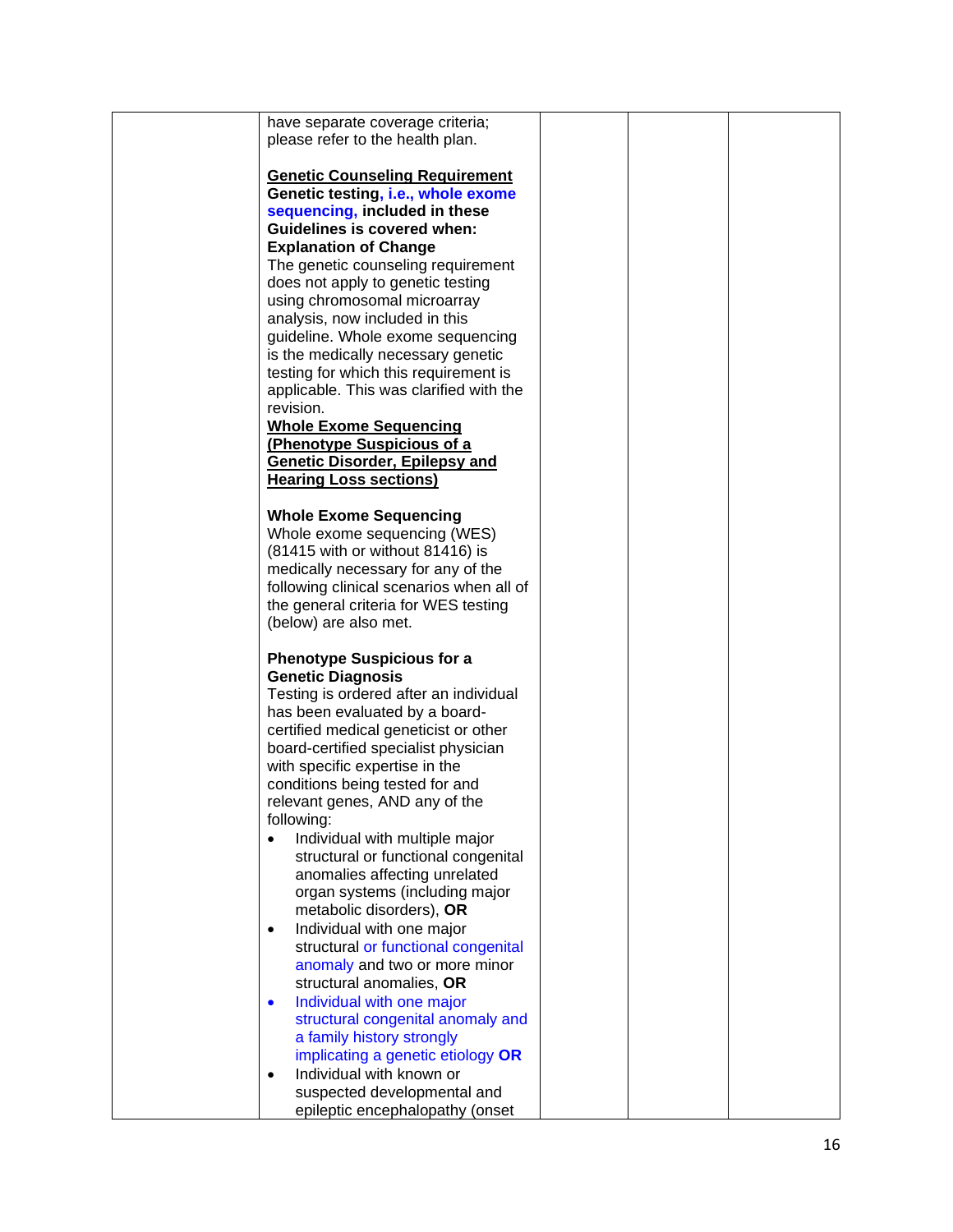| | | | | |
|---|---|---|---|---|
| | have separate coverage criteria; please refer to the health plan.<br><br>**<u>Genetic Counseling Requirement</u>**<br>**Genetic testing, i.e., whole exome sequencing, included in these Guidelines is covered when:**<br>**Explanation of Change**<br>The genetic counseling requirement does not apply to genetic testing using chromosomal microarray analysis, now included in this guideline. Whole exome sequencing is the medically necessary genetic testing for which this requirement is applicable. This was clarified with the revision.<br>**<u>Whole Exome Sequencing (Phenotype Suspicious of a Genetic Disorder, Epilepsy and Hearing Loss sections)</u>**<br><br>**Whole Exome Sequencing**<br>Whole exome sequencing (WES) (81415 with or without 81416) is medically necessary for any of the following clinical scenarios when all of the general criteria for WES testing (below) are also met.<br><br>**Phenotype Suspicious for a Genetic Diagnosis**<br>Testing is ordered after an individual has been evaluated by a board-certified medical geneticist or other board-certified specialist physician with specific expertise in the conditions being tested for and relevant genes, AND any of the following:<br>• Individual with multiple major structural or functional congenital anomalies affecting unrelated organ systems (including major metabolic disorders), **OR**<br>• Individual with one major structural or functional congenital anomaly and two or more minor structural anomalies, **OR**<br>• Individual with one major structural congenital anomaly and a family history strongly implicating a genetic etiology **OR**<br>• Individual with known or suspected developmental and epileptic encephalopathy (onset | | | |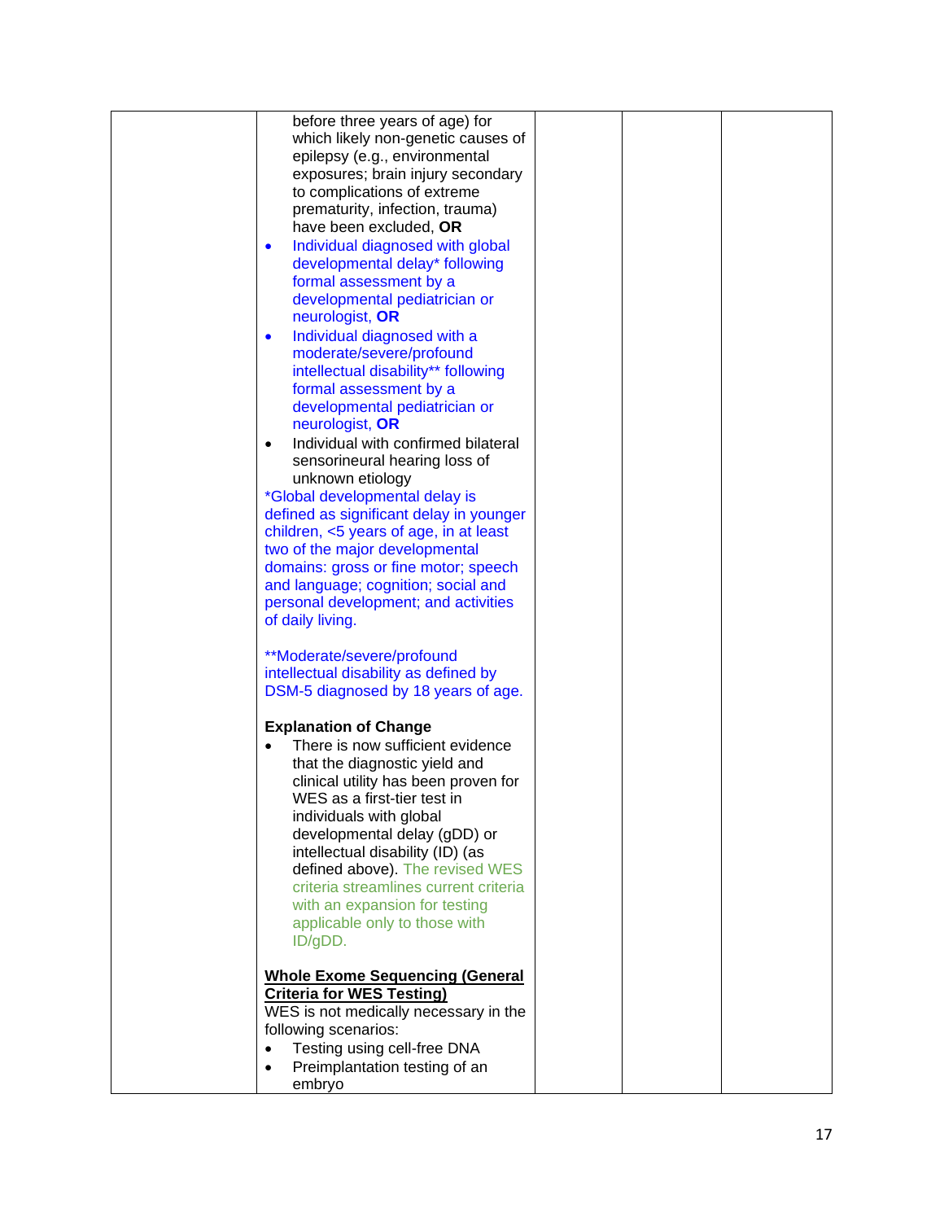| | | | | |
|---|---|---|---|---|
| | before three years of age) for which likely non-genetic causes of epilepsy (e.g., environmental exposures; brain injury secondary to complications of extreme prematurity, infection, trauma) have been excluded, **OR**<br>• Individual diagnosed with global developmental delay* following formal assessment by a developmental pediatrician or neurologist, **OR**<br>• Individual diagnosed with a moderate/severe/profound intellectual disability** following formal assessment by a developmental pediatrician or neurologist, **OR**<br>• Individual with confirmed bilateral sensorineural hearing loss of unknown etiology<br>*Global developmental delay is defined as significant delay in younger children, <5 years of age, in at least two of the major developmental domains: gross or fine motor; speech and language; cognition; social and personal development; and activities of daily living.<br><br>**Moderate/severe/profound intellectual disability as defined by DSM-5 diagnosed by 18 years of age.<br><br>**Explanation of Change**<br>• There is now sufficient evidence that the diagnostic yield and clinical utility has been proven for WES as a first-tier test in individuals with global developmental delay (gDD) or intellectual disability (ID) (as defined above). The revised WES criteria streamlines current criteria with an expansion for testing applicable only to those with ID/gDD.<br><br>**Whole Exome Sequencing (General Criteria for WES Testing)**<br>WES is not medically necessary in the following scenarios:<br>• Testing using cell-free DNA<br>• Preimplantation testing of an embryo | | | |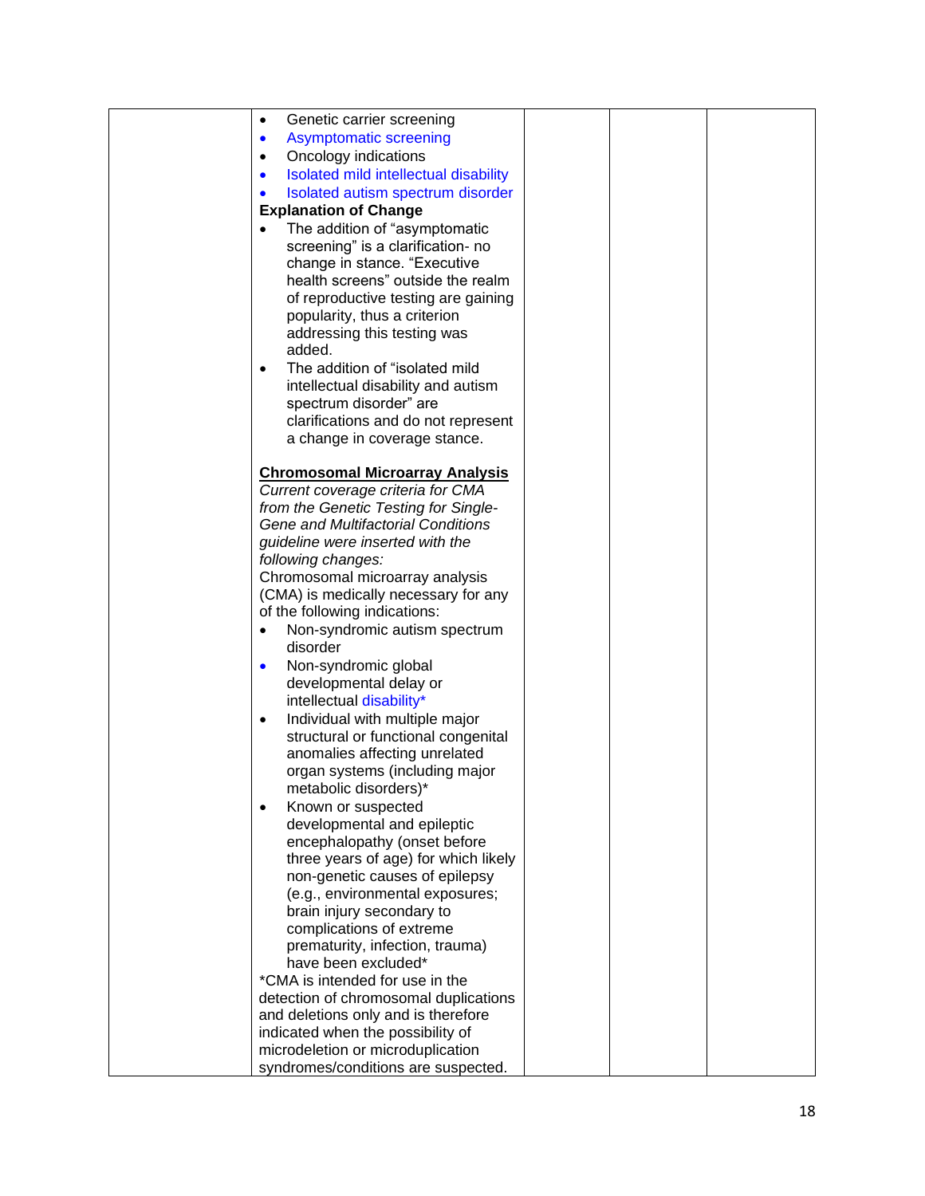| | | | | |
|---|---|---|---|---|
| | <ul><li>Genetic carrier screening</li><li>Asymptomatic screening</li><li>Oncology indications</li><li>Isolated mild intellectual disability</li><li>Isolated autism spectrum disorder</li></ul>**Explanation of Change**<ul><li>The addition of "asymptomatic screening" is a clarification- no change in stance. "Executive health screens" outside the realm of reproductive testing are gaining popularity, thus a criterion addressing this testing was added.</li><li>The addition of "isolated mild intellectual disability and autism spectrum disorder" are clarifications and do not represent a change in coverage stance.</li></ul><br>**<u>Chromosomal Microarray Analysis</u>**<br>*Current coverage criteria for CMA from the Genetic Testing for Single-Gene and Multifactorial Conditions guideline were inserted with the following changes:*<br>Chromosomal microarray analysis (CMA) is medically necessary for any of the following indications:<ul><li>Non-syndromic autism spectrum disorder</li><li>Non-syndromic global developmental delay or intellectual disability*</li><li>Individual with multiple major structural or functional congenital anomalies affecting unrelated organ systems (including major metabolic disorders)*</li><li>Known or suspected developmental and epileptic encephalopathy (onset before three years of age) for which likely non-genetic causes of epilepsy (e.g., environmental exposures; brain injury secondary to complications of extreme prematurity, infection, trauma) have been excluded*</li></ul>*CMA is intended for use in the detection of chromosomal duplications and deletions only and is therefore indicated when the possibility of microdeletion or microduplication syndromes/conditions are suspected. | | | |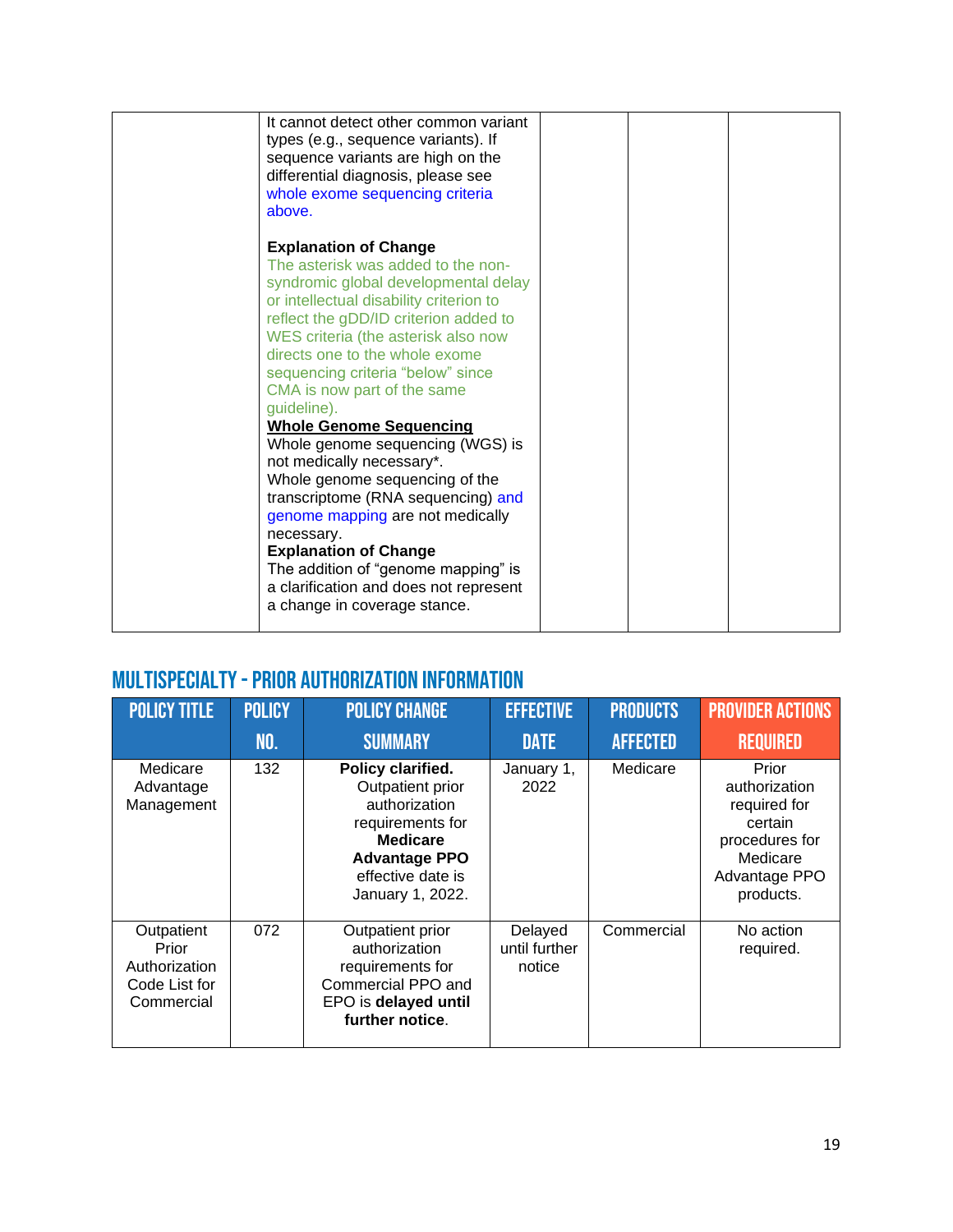| | | | | |
|---|---|---|---|---|
| | It cannot detect other common variant types (e.g., sequence variants). If sequence variants are high on the differential diagnosis, please see whole exome sequencing criteria above.<br><br>**Explanation of Change**<br>The asterisk was added to the non-syndromic global developmental delay or intellectual disability criterion to reflect the gDD/ID criterion added to WES criteria (the asterisk also now directs one to the whole exome sequencing criteria "below" since CMA is now part of the same guideline).<br>**Whole Genome Sequencing**<br>Whole genome sequencing (WGS) is not medically necessary*.<br>Whole genome sequencing of the transcriptome (RNA sequencing) and genome mapping are not medically necessary.<br>**Explanation of Change**<br>The addition of "genome mapping" is a clarification and does not represent a change in coverage stance. | | | |

## MULTISPECIALTY - PRIOR AUTHORIZATION INFORMATION

| POLICY TITLE | POLICY NO. | POLICY CHANGE SUMMARY | EFFECTIVE DATE | PRODUCTS AFFECTED | PROVIDER ACTIONS REQUIRED |
|---|---|---|---|---|---|
| Medicare Advantage Management | 132 | **Policy clarified.** Outpatient prior authorization requirements for **Medicare Advantage PPO** effective date is January 1, 2022. | January 1, 2022 | Medicare | Prior authorization required for certain procedures for Medicare Advantage PPO products. |
| Outpatient Prior Authorization Code List for Commercial | 072 | Outpatient prior authorization requirements for Commercial PPO and EPO is **delayed until further notice**. | Delayed until further notice | Commercial | No action required. |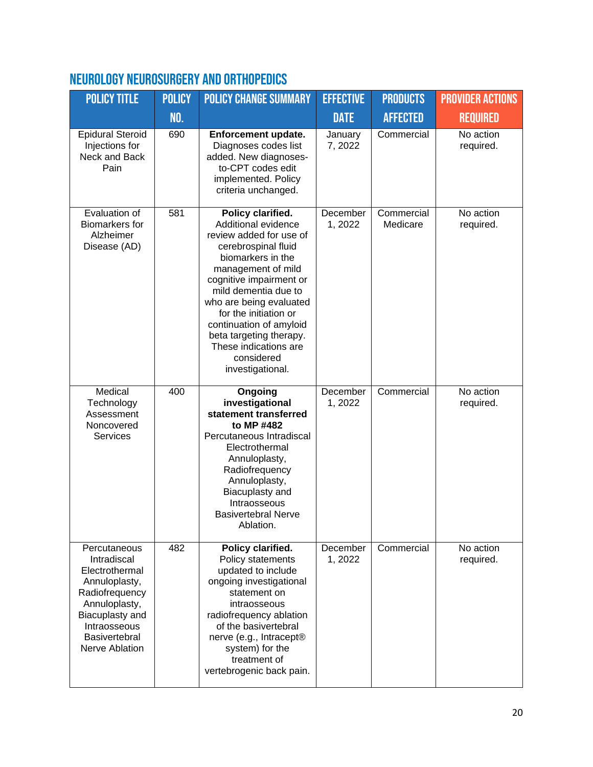## NEUROLOGY NEUROSURGERY AND ORTHOPEDICS

| POLICY TITLE | POLICY NO. | POLICY CHANGE SUMMARY | EFFECTIVE DATE | PRODUCTS AFFECTED | PROVIDER ACTIONS REQUIRED |
|---|---|---|---|---|---|
| Epidural Steroid Injections for Neck and Back Pain | 690 | **Enforcement update.** Diagnoses codes list added. New diagnoses-to-CPT codes edit implemented. Policy criteria unchanged. | January 7, 2022 | Commercial | No action required. |
| Evaluation of Biomarkers for Alzheimer Disease (AD) | 581 | **Policy clarified.** Additional evidence review added for use of cerebrospinal fluid biomarkers in the management of mild cognitive impairment or mild dementia due to who are being evaluated for the initiation or continuation of amyloid beta targeting therapy. These indications are considered investigational. | December 1, 2022 | Commercial Medicare | No action required. |
| Medical Technology Assessment Noncovered Services | 400 | **Ongoing investigational statement transferred to MP #482** Percutaneous Intradiscal Electrothermal Annuloplasty, Radiofrequency Annuloplasty, Biacuplasty and Intraosseous Basivertebral Nerve Ablation. | December 1, 2022 | Commercial | No action required. |
| Percutaneous Intradiscal Electrothermal Annuloplasty, Radiofrequency Annuloplasty, Biacuplasty and Intraosseous Basivertebral Nerve Ablation | 482 | **Policy clarified.** Policy statements updated to include ongoing investigational statement on intraosseous radiofrequency ablation of the basivertebral nerve (e.g., Intracept® system) for the treatment of vertebrogenic back pain. | December 1, 2022 | Commercial | No action required. |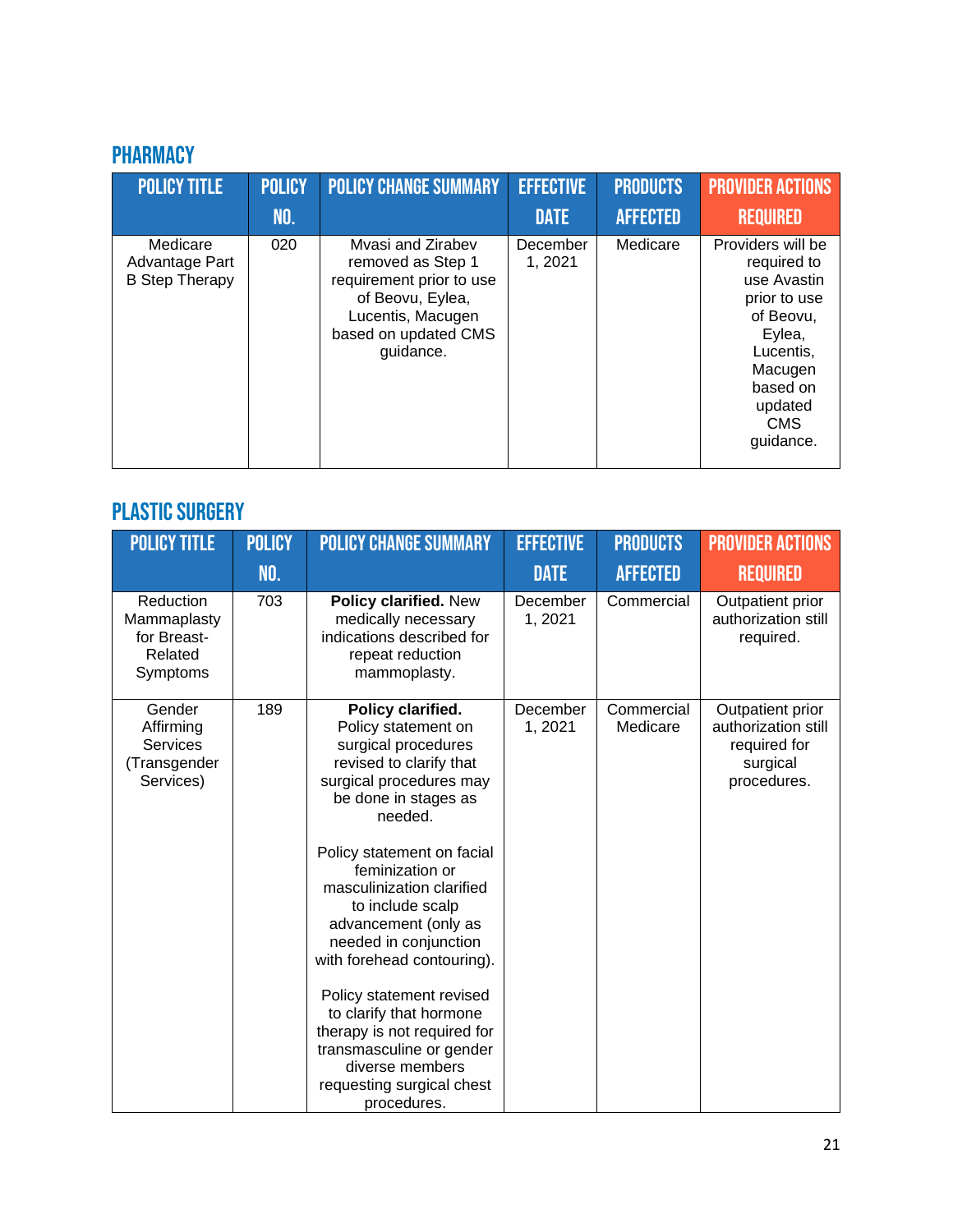## PHARMACY

| POLICY TITLE | POLICY NO. | POLICY CHANGE SUMMARY | EFFECTIVE DATE | PRODUCTS AFFECTED | PROVIDER ACTIONS REQUIRED |
|---|---|---|---|---|---|
| Medicare Advantage Part B Step Therapy | 020 | Mvasi and Zirabev removed as Step 1 requirement prior to use of Beovu, Eylea, Lucentis, Macugen based on updated CMS guidance. | December 1, 2021 | Medicare | Providers will be required to use Avastin prior to use of Beovu, Eylea, Lucentis, Macugen based on updated CMS guidance. |

## PLASTIC SURGERY

| POLICY TITLE | POLICY NO. | POLICY CHANGE SUMMARY | EFFECTIVE DATE | PRODUCTS AFFECTED | PROVIDER ACTIONS REQUIRED |
|---|---|---|---|---|---|
| Reduction Mammaplasty for Breast-Related Symptoms | 703 | **Policy clarified.** New medically necessary indications described for repeat reduction mammoplasty. | December 1, 2021 | Commercial | Outpatient prior authorization still required. |
| Gender Affirming Services (Transgender Services) | 189 | **Policy clarified.** Policy statement on surgical procedures revised to clarify that surgical procedures may be done in stages as needed.<br><br>Policy statement on facial feminization or masculinization clarified to include scalp advancement (only as needed in conjunction with forehead contouring).<br><br>Policy statement revised to clarify that hormone therapy is not required for transmasculine or gender diverse members requesting surgical chest procedures. | December 1, 2021 | Commercial Medicare | Outpatient prior authorization still required for surgical procedures. |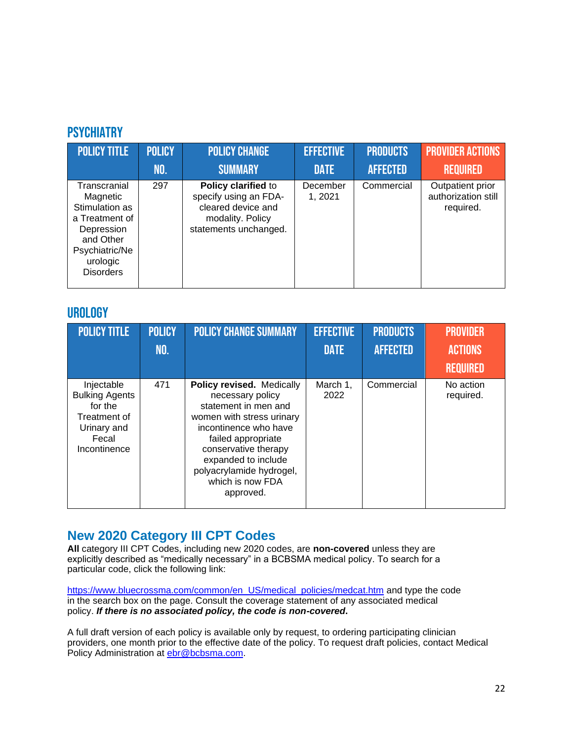## PSYCHIATRY

| POLICY TITLE | POLICY NO. | POLICY CHANGE SUMMARY | EFFECTIVE DATE | PRODUCTS AFFECTED | PROVIDER ACTIONS REQUIRED |
|---|---|---|---|---|---|
| Transcranial Magnetic Stimulation as a Treatment of Depression and Other Psychiatric/Neurologic Disorders | 297 | **Policy clarified** to specify using an FDA-cleared device and modality. Policy statements unchanged. | December 1, 2021 | Commercial | Outpatient prior authorization still required. |

## UROLOGY

| POLICY TITLE | POLICY NO. | POLICY CHANGE SUMMARY | EFFECTIVE DATE | PRODUCTS AFFECTED | PROVIDER ACTIONS REQUIRED |
|---|---|---|---|---|---|
| Injectable Bulking Agents for the Treatment of Urinary and Fecal Incontinence | 471 | **Policy revised.** Medically necessary policy statement in men and women with stress urinary incontinence who have failed appropriate conservative therapy expanded to include polyacrylamide hydrogel, which is now FDA approved. | March 1, 2022 | Commercial | No action required. |

## New 2020 Category III CPT Codes

**All** category III CPT Codes, including new 2020 codes, are **non-covered** unless they are explicitly described as "medically necessary" in a BCBSMA medical policy. To search for a particular code, click the following link:

https://www.bluecrossma.com/common/en_US/medical_policies/medcat.htm and type the code in the search box on the page. Consult the coverage statement of any associated medical policy. ***If there is no associated policy, the code is non-covered*.**

A full draft version of each policy is available only by request, to ordering participating clinician providers, one month prior to the effective date of the policy. To request draft policies, contact Medical Policy Administration at ebr@bcbsma.com.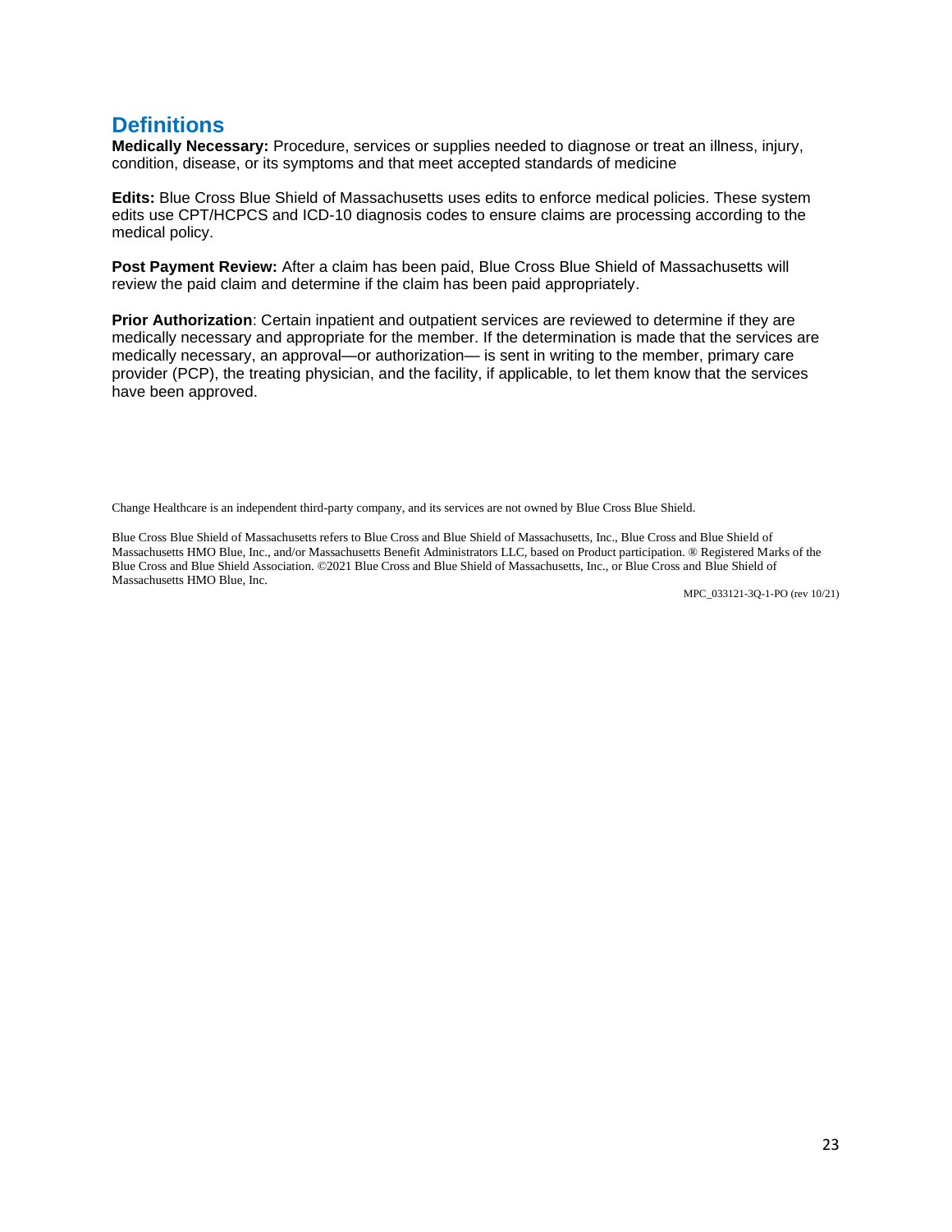## Definitions

**Medically Necessary:** Procedure, services or supplies needed to diagnose or treat an illness, injury, condition, disease, or its symptoms and that meet accepted standards of medicine

**Edits:** Blue Cross Blue Shield of Massachusetts uses edits to enforce medical policies. These system edits use CPT/HCPCS and ICD-10 diagnosis codes to ensure claims are processing according to the medical policy.

**Post Payment Review:** After a claim has been paid, Blue Cross Blue Shield of Massachusetts will review the paid claim and determine if the claim has been paid appropriately.

**Prior Authorization**: Certain inpatient and outpatient services are reviewed to determine if they are medically necessary and appropriate for the member. If the determination is made that the services are medically necessary, an approval—or authorization— is sent in writing to the member, primary care provider (PCP), the treating physician, and the facility, if applicable, to let them know that the services have been approved.

Change Healthcare is an independent third-party company, and its services are not owned by Blue Cross Blue Shield.

Blue Cross Blue Shield of Massachusetts refers to Blue Cross and Blue Shield of Massachusetts, Inc., Blue Cross and Blue Shield of Massachusetts HMO Blue, Inc., and/or Massachusetts Benefit Administrators LLC, based on Product participation. ® Registered Marks of the Blue Cross and Blue Shield Association. ©2021 Blue Cross and Blue Shield of Massachusetts, Inc., or Blue Cross and Blue Shield of Massachusetts HMO Blue, Inc.

MPC_033121-3Q-1-PO (rev 10/21)